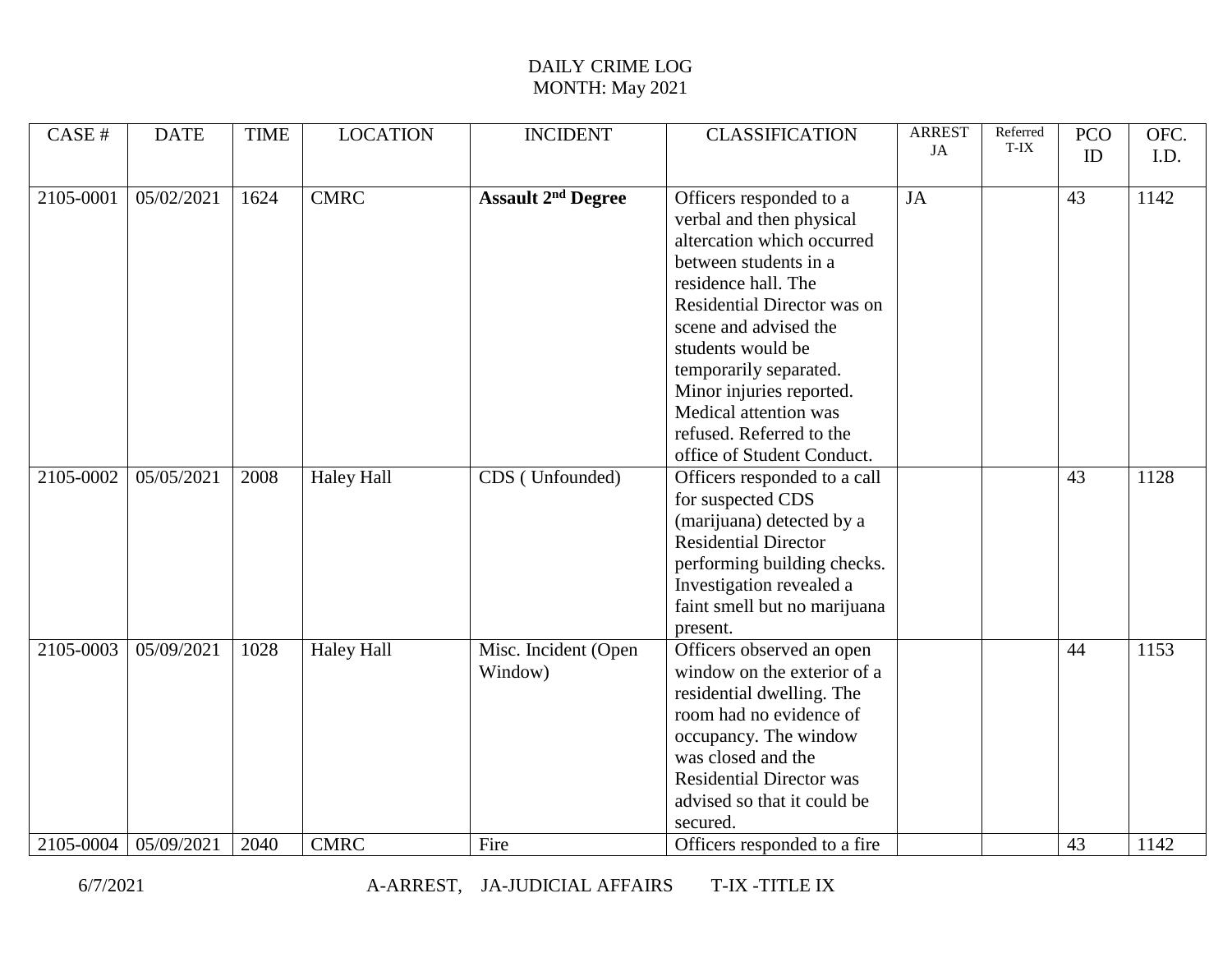# DAILY CRIME LOG
## MONTH: May 2021

| CASE # | DATE | TIME | LOCATION | INCIDENT | CLASSIFICATION | ARREST JA | Referred T-IX | PCO ID | OFC. I.D. |
|---|---|---|---|---|---|---|---|---|---|
| 2105-0001 | 05/02/2021 | 1624 | CMRC | **Assault 2nd Degree** | Officers responded to a verbal and then physical altercation which occurred between students in a residence hall. The Residential Director was on scene and advised the students would be temporarily separated. Minor injuries reported. Medical attention was refused. Referred to the office of Student Conduct. | JA | | 43 | 1142 |
| 2105-0002 | 05/05/2021 | 2008 | Haley Hall | CDS ( Unfounded) | Officers responded to a call for suspected CDS (marijuana) detected by a Residential Director performing building checks. Investigation revealed a faint smell but no marijuana present. | | | 43 | 1128 |
| 2105-0003 | 05/09/2021 | 1028 | Haley Hall | Misc. Incident (Open Window) | Officers observed an open window on the exterior of a residential dwelling. The room had no evidence of occupancy. The window was closed and the Residential Director was advised so that it could be secured. | | | 44 | 1153 |
| 2105-0004 | 05/09/2021 | 2040 | CMRC | Fire | Officers responded to a fire | | | 43 | 1142 |

6/7/2021 A-ARREST, JA-JUDICIAL AFFAIRS T-IX -TITLE IX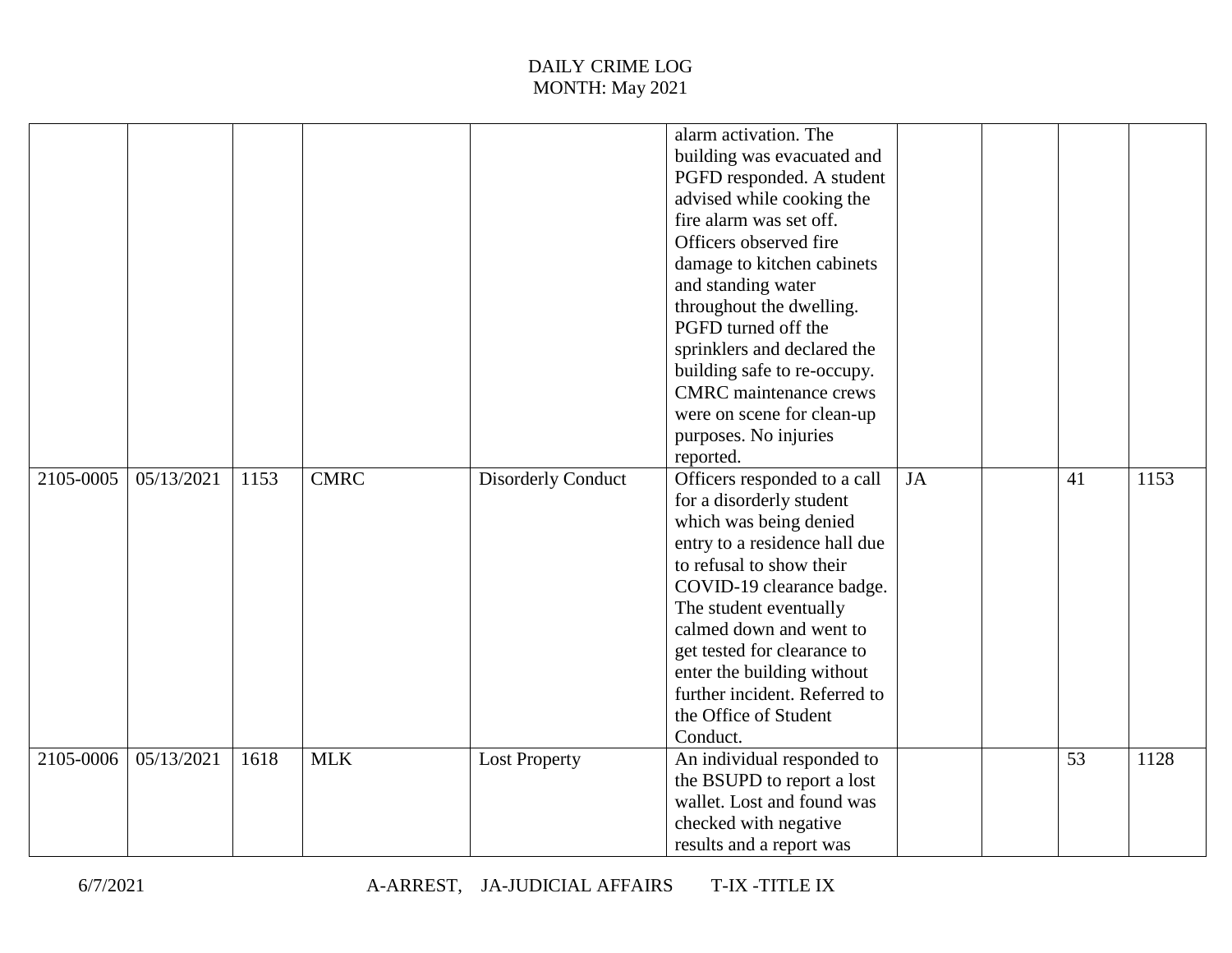DAILY CRIME LOG
MONTH: May 2021

| | | | | | | | | | |
|---|---|---|---|---|---|---|---|---|---|
| | | | | | alarm activation. The building was evacuated and PGFD responded. A student advised while cooking the fire alarm was set off. Officers observed fire damage to kitchen cabinets and standing water throughout the dwelling. PGFD turned off the sprinklers and declared the building safe to re-occupy. CMRC maintenance crews were on scene for clean-up purposes. No injuries reported. | | | | |
| 2105-0005 | 05/13/2021 | 1153 | CMRC | Disorderly Conduct | Officers responded to a call for a disorderly student which was being denied entry to a residence hall due to refusal to show their COVID-19 clearance badge. The student eventually calmed down and went to get tested for clearance to enter the building without further incident. Referred to the Office of Student Conduct. | JA | | 41 | 1153 |
| 2105-0006 | 05/13/2021 | 1618 | MLK | Lost Property | An individual responded to the BSUPD to report a lost wallet. Lost and found was checked with negative results and a report was | | | 53 | 1128 |

6/7/2021 A-ARREST, JA-JUDICIAL AFFAIRS T-IX -TITLE IX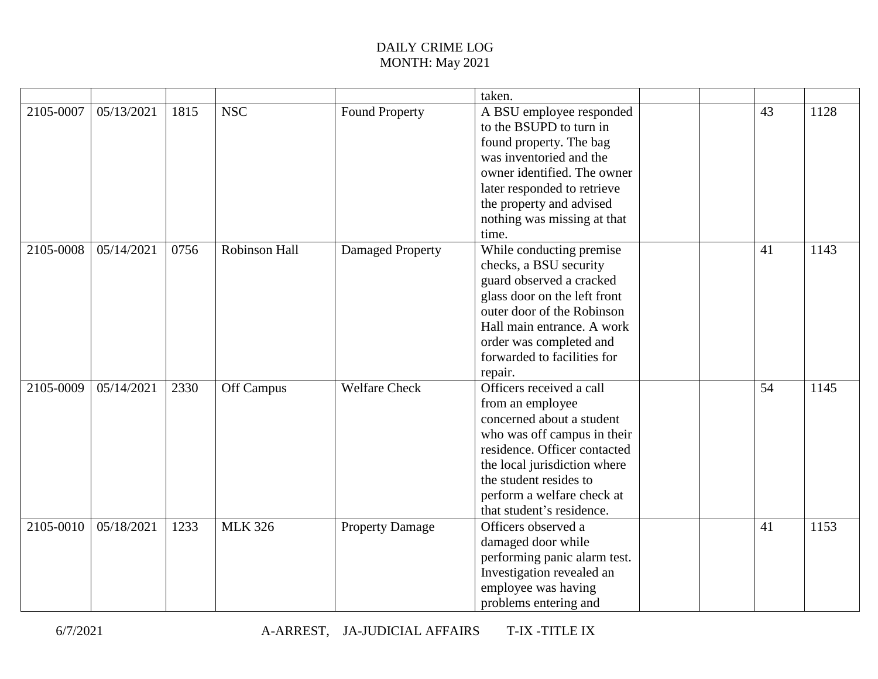DAILY CRIME LOG
MONTH: May 2021

| | | | | | | | | | |
|---|---|---|---|---|---|---|---|---|---|
| | | | | | taken. | | | | |
| 2105-0007 | 05/13/2021 | 1815 | NSC | Found Property | A BSU employee responded to the BSUPD to turn in found property. The bag was inventoried and the owner identified. The owner later responded to retrieve the property and advised nothing was missing at that time. | | | 43 | 1128 |
| 2105-0008 | 05/14/2021 | 0756 | Robinson Hall | Damaged Property | While conducting premise checks, a BSU security guard observed a cracked glass door on the left front outer door of the Robinson Hall main entrance. A work order was completed and forwarded to facilities for repair. | | | 41 | 1143 |
| 2105-0009 | 05/14/2021 | 2330 | Off Campus | Welfare Check | Officers received a call from an employee concerned about a student who was off campus in their residence. Officer contacted the local jurisdiction where the student resides to perform a welfare check at that student's residence. | | | 54 | 1145 |
| 2105-0010 | 05/18/2021 | 1233 | MLK 326 | Property Damage | Officers observed a damaged door while performing panic alarm test. Investigation revealed an employee was having problems entering and | | | 41 | 1153 |

A-ARREST, JA-JUDICIAL AFFAIRS T-IX -TITLE IX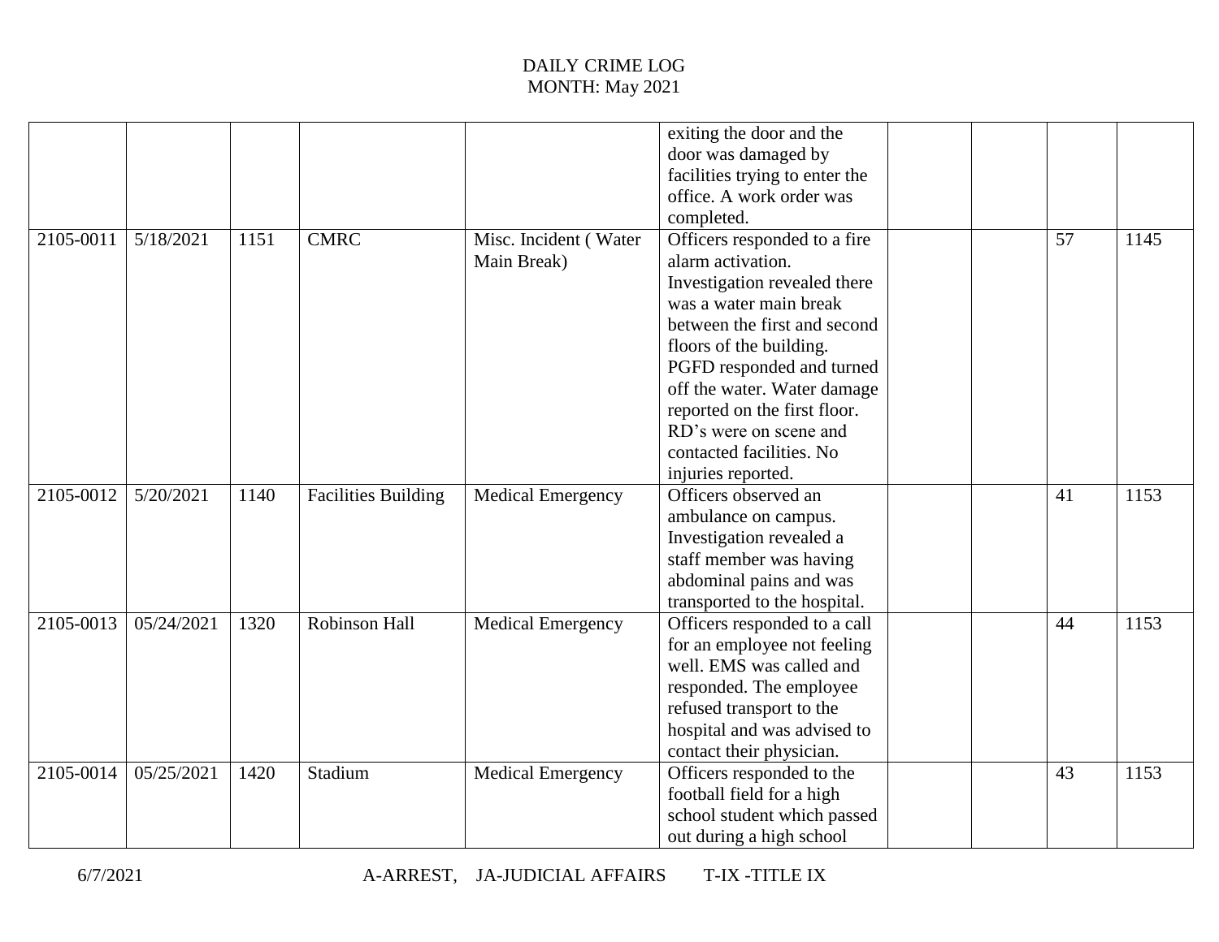DAILY CRIME LOG
MONTH: May 2021

| | | | | | | | | | |
|---|---|---|---|---|---|---|---|---|---|
| | | | | | exiting the door and the door was damaged by facilities trying to enter the office. A work order was completed. | | | | |
| 2105-0011 | 5/18/2021 | 1151 | CMRC | Misc. Incident ( Water Main Break) | Officers responded to a fire alarm activation. Investigation revealed there was a water main break between the first and second floors of the building. PGFD responded and turned off the water. Water damage reported on the first floor. RD's were on scene and contacted facilities. No injuries reported. | | | 57 | 1145 |
| 2105-0012 | 5/20/2021 | 1140 | Facilities Building | Medical Emergency | Officers observed an ambulance on campus. Investigation revealed a staff member was having abdominal pains and was transported to the hospital. | | | 41 | 1153 |
| 2105-0013 | 05/24/2021 | 1320 | Robinson Hall | Medical Emergency | Officers responded to a call for an employee not feeling well. EMS was called and responded. The employee refused transport to the hospital and was advised to contact their physician. | | | 44 | 1153 |
| 2105-0014 | 05/25/2021 | 1420 | Stadium | Medical Emergency | Officers responded to the football field for a high school student which passed out during a high school | | | 43 | 1153 |

6/7/2021 A-ARREST, JA-JUDICIAL AFFAIRS T-IX -TITLE IX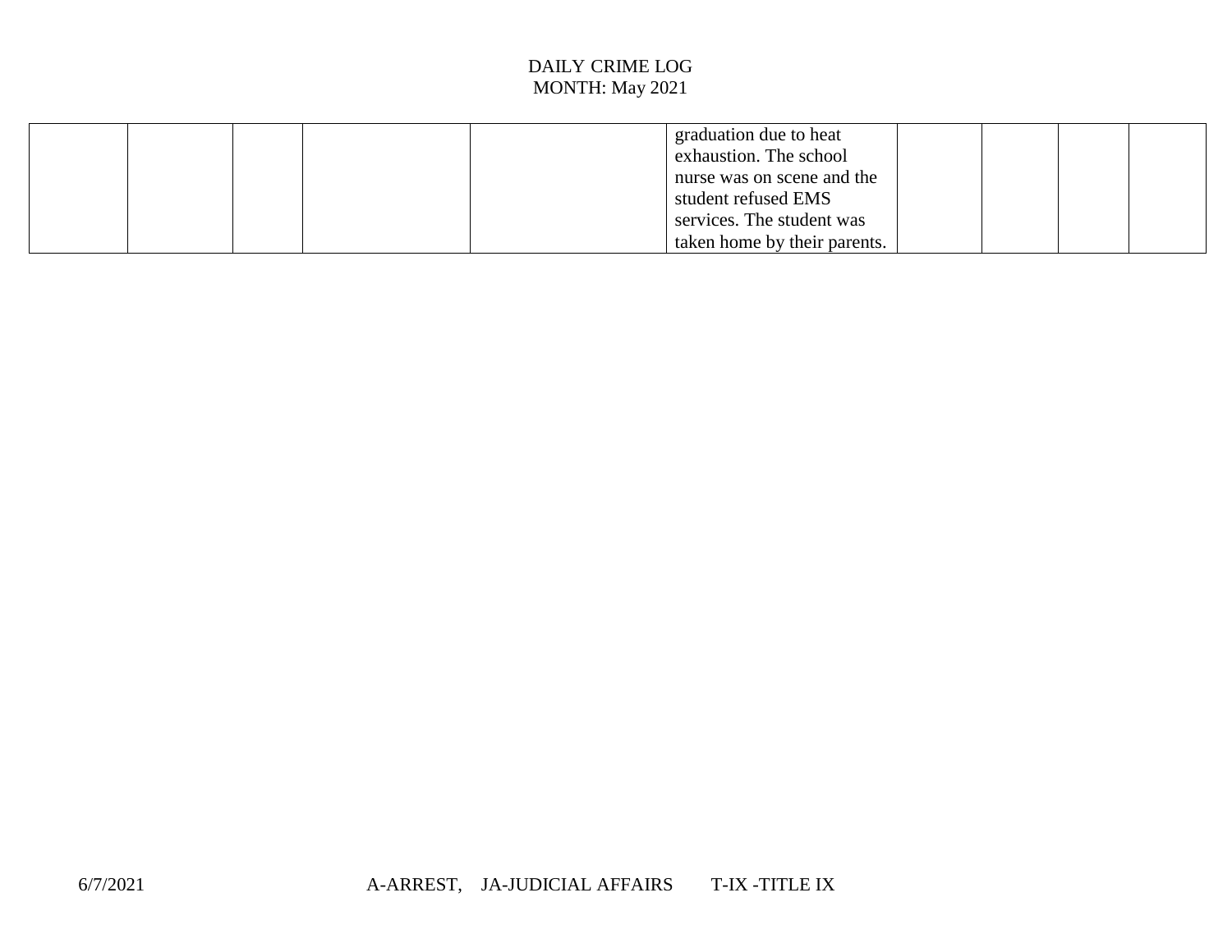DAILY CRIME LOG
MONTH: May 2021

| | | | | | | | | | |
|---|---|---|---|---|---|---|---|---|---|
| | | | | | graduation due to heat exhaustion. The school nurse was on scene and the student refused EMS services. The student was taken home by their parents. | | | | |

6/7/2021 A-ARREST, JA-JUDICIAL AFFAIRS T-IX -TITLE IX